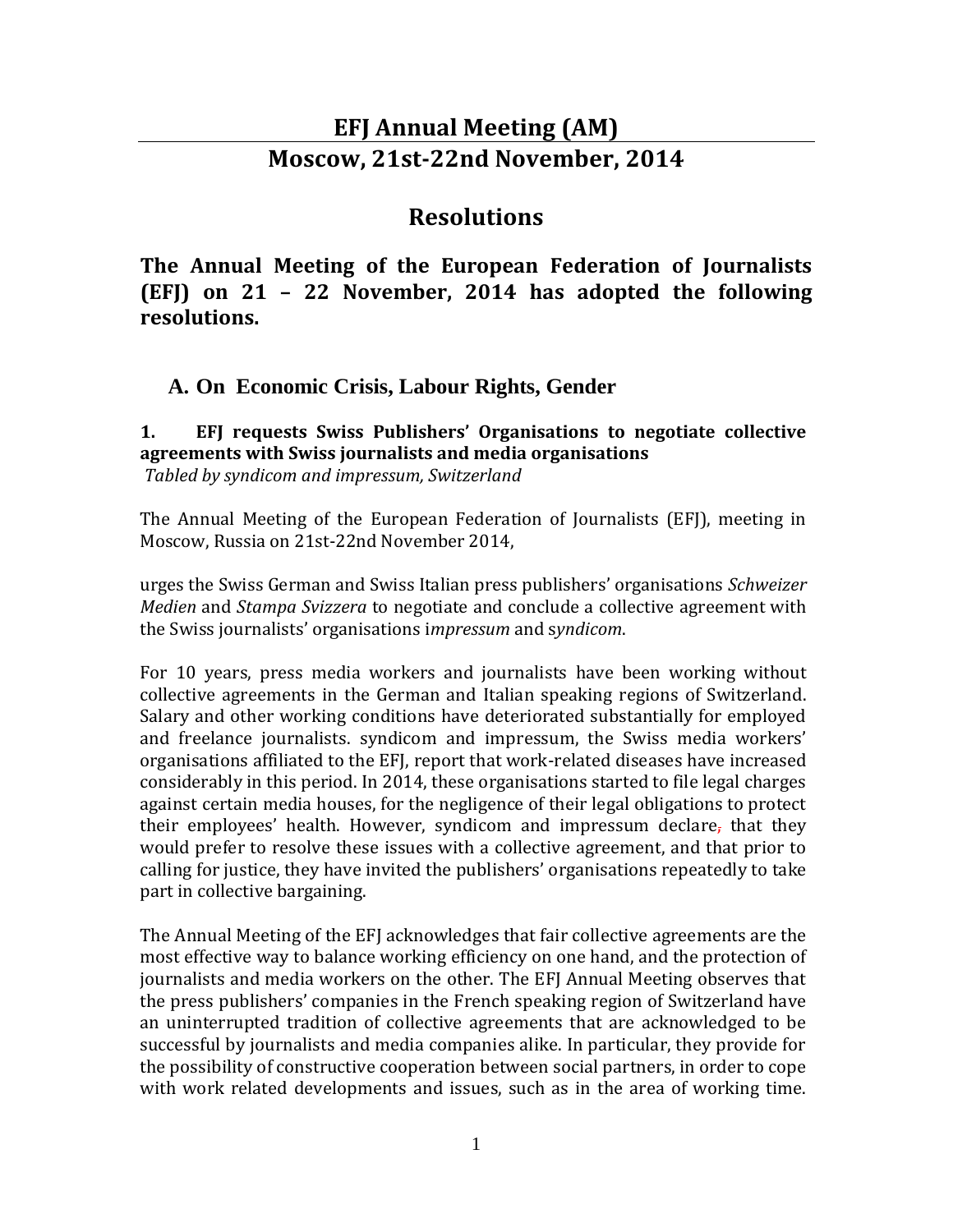# EFJ Annual Meeting (AM)
# Moscow, 21st-22nd November, 2014

## Resolutions

**The Annual Meeting of the European Federation of Journalists (EFJ) on 21 – 22 November, 2014 has adopted the following resolutions.**

### A. On Economic Crisis, Labour Rights, Gender

**1. EFJ requests Swiss Publishers' Organisations to negotiate collective agreements with Swiss journalists and media organisations**

*Tabled by syndicom and impressum, Switzerland*

The Annual Meeting of the European Federation of Journalists (EFJ), meeting in Moscow, Russia on 21st-22nd November 2014,

urges the Swiss German and Swiss Italian press publishers' organisations *Schweizer Medien* and *Stampa Svizzera* to negotiate and conclude a collective agreement with the Swiss journalists' organisations i*mpressum* and s*yndicom*.

For 10 years, press media workers and journalists have been working without collective agreements in the German and Italian speaking regions of Switzerland. Salary and other working conditions have deteriorated substantially for employed and freelance journalists. syndicom and impressum, the Swiss media workers' organisations affiliated to the EFJ, report that work-related diseases have increased considerably in this period. In 2014, these organisations started to file legal charges against certain media houses, for the negligence of their legal obligations to protect their employees' health. However, syndicom and impressum declare, that they would prefer to resolve these issues with a collective agreement, and that prior to calling for justice, they have invited the publishers' organisations repeatedly to take part in collective bargaining.

The Annual Meeting of the EFJ acknowledges that fair collective agreements are the most effective way to balance working efficiency on one hand, and the protection of journalists and media workers on the other. The EFJ Annual Meeting observes that the press publishers' companies in the French speaking region of Switzerland have an uninterrupted tradition of collective agreements that are acknowledged to be successful by journalists and media companies alike. In particular, they provide for the possibility of constructive cooperation between social partners, in order to cope with work related developments and issues, such as in the area of working time.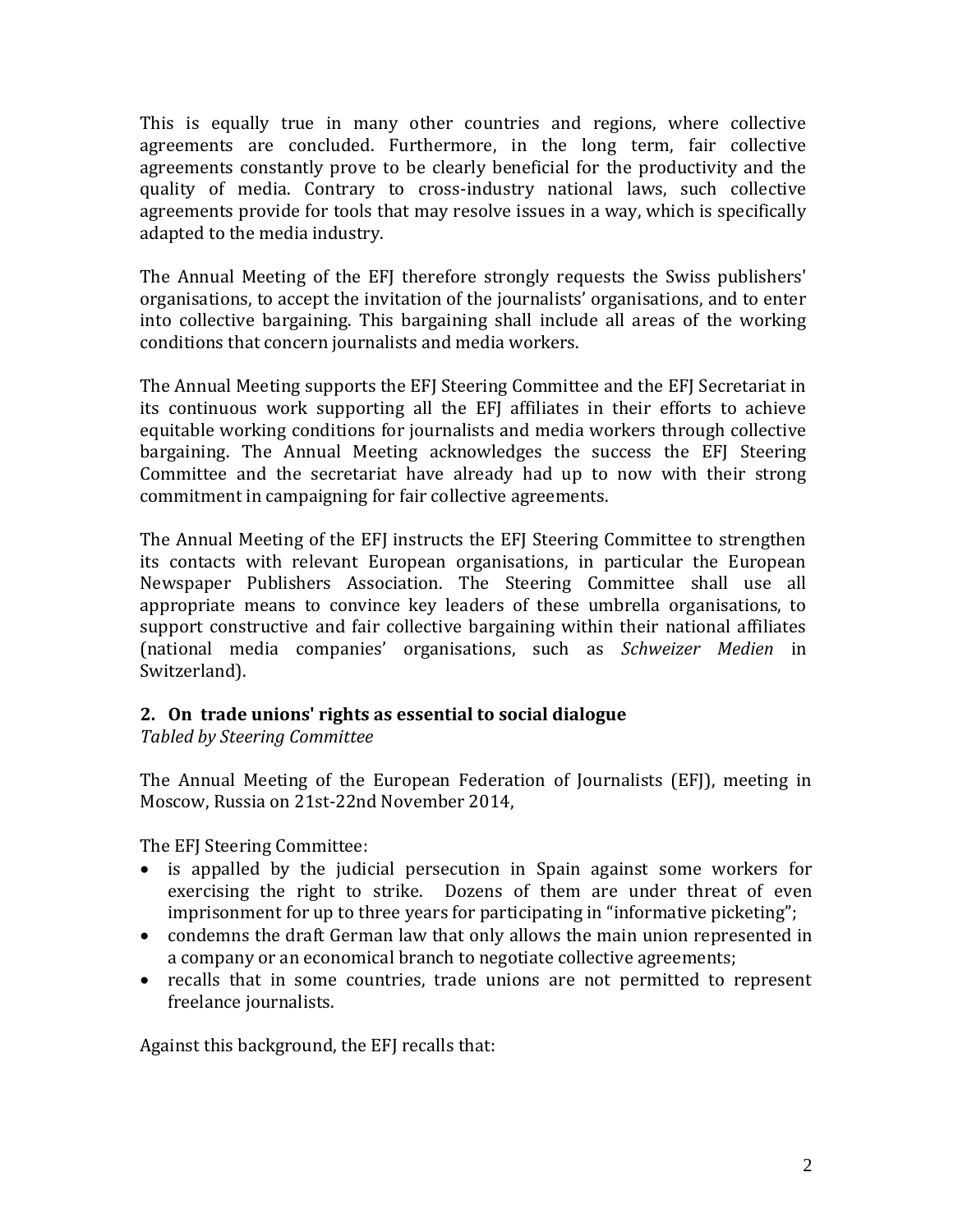This is equally true in many other countries and regions, where collective agreements are concluded. Furthermore, in the long term, fair collective agreements constantly prove to be clearly beneficial for the productivity and the quality of media. Contrary to cross-industry national laws, such collective agreements provide for tools that may resolve issues in a way, which is specifically adapted to the media industry.

The Annual Meeting of the EFJ therefore strongly requests the Swiss publishers' organisations, to accept the invitation of the journalists' organisations, and to enter into collective bargaining. This bargaining shall include all areas of the working conditions that concern journalists and media workers.

The Annual Meeting supports the EFJ Steering Committee and the EFJ Secretariat in its continuous work supporting all the EFJ affiliates in their efforts to achieve equitable working conditions for journalists and media workers through collective bargaining. The Annual Meeting acknowledges the success the EFJ Steering Committee and the secretariat have already had up to now with their strong commitment in campaigning for fair collective agreements.

The Annual Meeting of the EFJ instructs the EFJ Steering Committee to strengthen its contacts with relevant European organisations, in particular the European Newspaper Publishers Association. The Steering Committee shall use all appropriate means to convince key leaders of these umbrella organisations, to support constructive and fair collective bargaining within their national affiliates (national media companies' organisations, such as *Schweizer Medien* in Switzerland).

## 2. On trade unions' rights as essential to social dialogue

*Tabled by Steering Committee*

The Annual Meeting of the European Federation of Journalists (EFJ), meeting in Moscow, Russia on 21st-22nd November 2014,

The EFJ Steering Committee:

- is appalled by the judicial persecution in Spain against some workers for exercising the right to strike. Dozens of them are under threat of even imprisonment for up to three years for participating in "informative picketing";
- condemns the draft German law that only allows the main union represented in a company or an economical branch to negotiate collective agreements;
- recalls that in some countries, trade unions are not permitted to represent freelance journalists.

Against this background, the EFJ recalls that: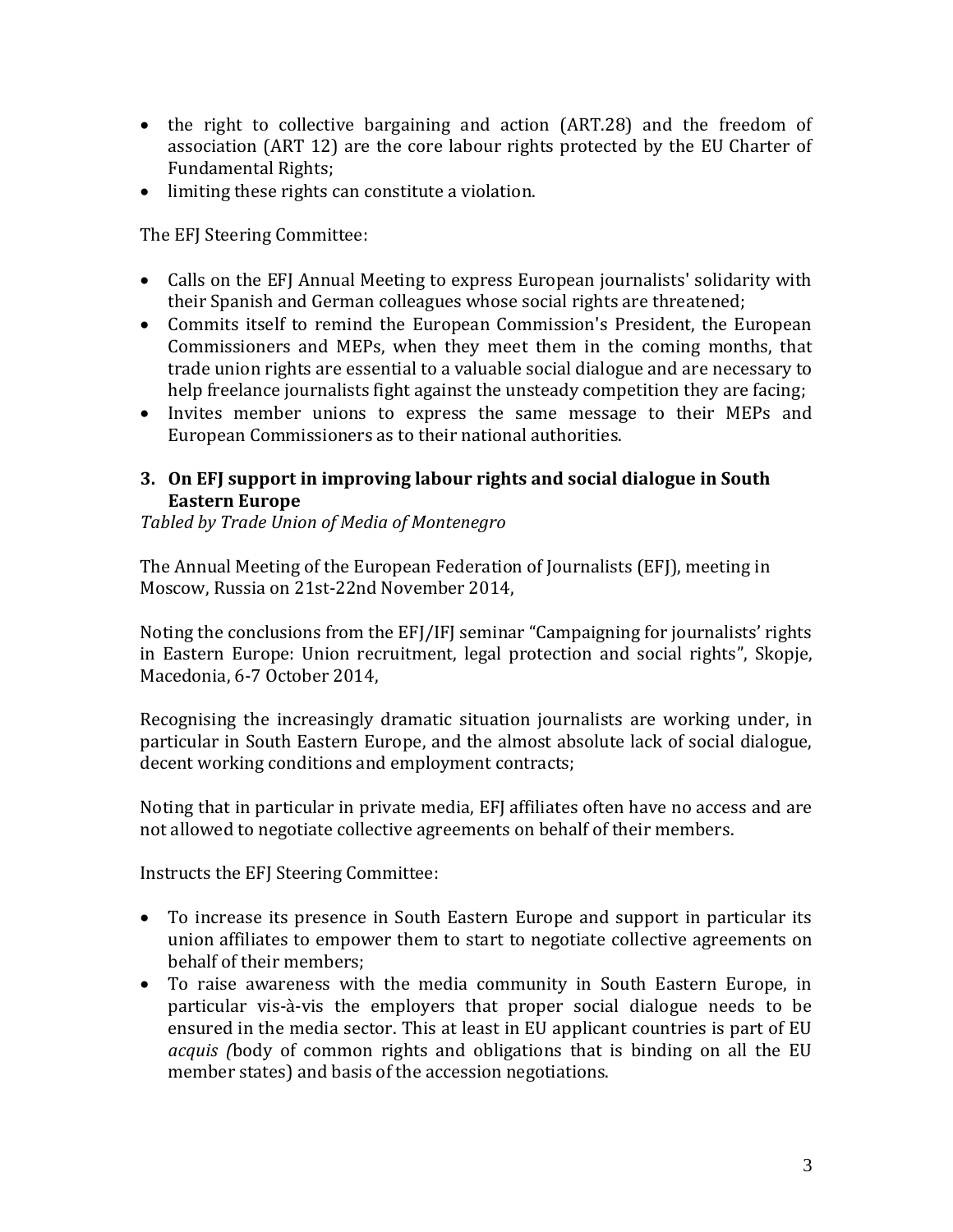- the right to collective bargaining and action (ART.28) and the freedom of association (ART 12) are the core labour rights protected by the EU Charter of Fundamental Rights;
- limiting these rights can constitute a violation.

The EFJ Steering Committee:

- Calls on the EFJ Annual Meeting to express European journalists' solidarity with their Spanish and German colleagues whose social rights are threatened;
- Commits itself to remind the European Commission's President, the European Commissioners and MEPs, when they meet them in the coming months, that trade union rights are essential to a valuable social dialogue and are necessary to help freelance journalists fight against the unsteady competition they are facing;
- Invites member unions to express the same message to their MEPs and European Commissioners as to their national authorities.

### 3. On EFJ support in improving labour rights and social dialogue in South Eastern Europe

*Tabled by Trade Union of Media of Montenegro*

The Annual Meeting of the European Federation of Journalists (EFJ), meeting in Moscow, Russia on 21st-22nd November 2014,

Noting the conclusions from the EFJ/IFJ seminar "Campaigning for journalists' rights in Eastern Europe: Union recruitment, legal protection and social rights", Skopje, Macedonia, 6-7 October 2014,

Recognising the increasingly dramatic situation journalists are working under, in particular in South Eastern Europe, and the almost absolute lack of social dialogue, decent working conditions and employment contracts;

Noting that in particular in private media, EFJ affiliates often have no access and are not allowed to negotiate collective agreements on behalf of their members.

Instructs the EFJ Steering Committee:

- To increase its presence in South Eastern Europe and support in particular its union affiliates to empower them to start to negotiate collective agreements on behalf of their members;
- To raise awareness with the media community in South Eastern Europe, in particular vis-à-vis the employers that proper social dialogue needs to be ensured in the media sector. This at least in EU applicant countries is part of EU *acquis (*body of common rights and obligations that is binding on all the EU member states) and basis of the accession negotiations.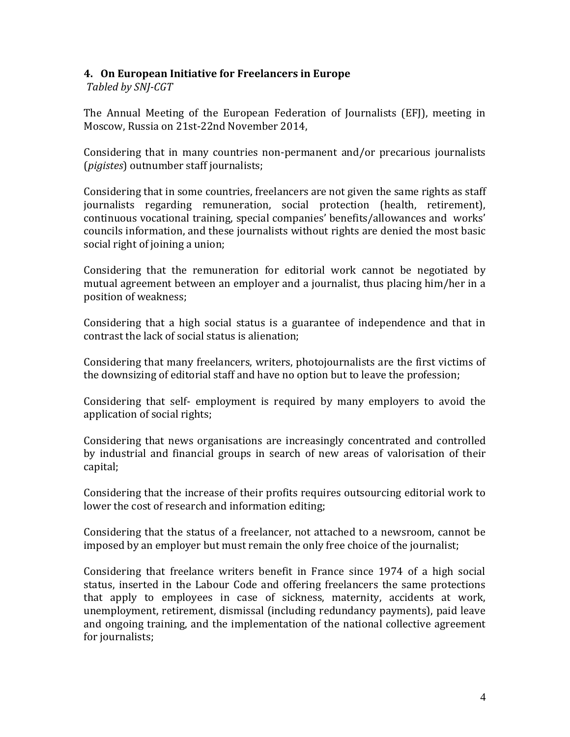### 4. On European Initiative for Freelancers in Europe

*Tabled by SNJ-CGT*

The Annual Meeting of the European Federation of Journalists (EFJ), meeting in Moscow, Russia on 21st-22nd November 2014,

Considering that in many countries non-permanent and/or precarious journalists (*pigistes*) outnumber staff journalists;

Considering that in some countries, freelancers are not given the same rights as staff journalists regarding remuneration, social protection (health, retirement), continuous vocational training, special companies' benefits/allowances and works' councils information, and these journalists without rights are denied the most basic social right of joining a union;

Considering that the remuneration for editorial work cannot be negotiated by mutual agreement between an employer and a journalist, thus placing him/her in a position of weakness;

Considering that a high social status is a guarantee of independence and that in contrast the lack of social status is alienation;

Considering that many freelancers, writers, photojournalists are the first victims of the downsizing of editorial staff and have no option but to leave the profession;

Considering that self- employment is required by many employers to avoid the application of social rights;

Considering that news organisations are increasingly concentrated and controlled by industrial and financial groups in search of new areas of valorisation of their capital;

Considering that the increase of their profits requires outsourcing editorial work to lower the cost of research and information editing;

Considering that the status of a freelancer, not attached to a newsroom, cannot be imposed by an employer but must remain the only free choice of the journalist;

Considering that freelance writers benefit in France since 1974 of a high social status, inserted in the Labour Code and offering freelancers the same protections that apply to employees in case of sickness, maternity, accidents at work, unemployment, retirement, dismissal (including redundancy payments), paid leave and ongoing training, and the implementation of the national collective agreement for journalists;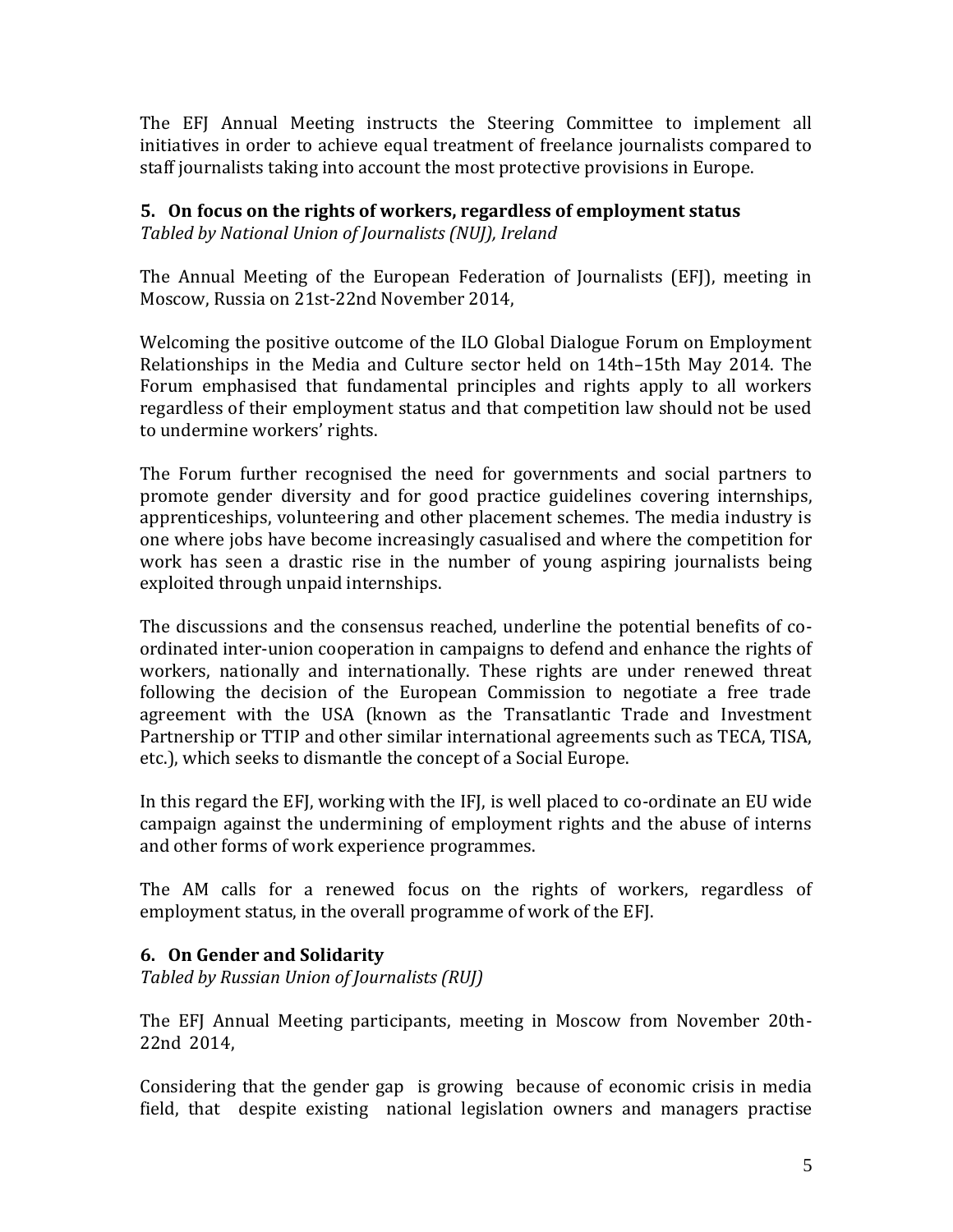The EFJ Annual Meeting instructs the Steering Committee to implement all initiatives in order to achieve equal treatment of freelance journalists compared to staff journalists taking into account the most protective provisions in Europe.

### 5. On focus on the rights of workers, regardless of employment status

*Tabled by National Union of Journalists (NUJ), Ireland*

The Annual Meeting of the European Federation of Journalists (EFJ), meeting in Moscow, Russia on 21st-22nd November 2014,

Welcoming the positive outcome of the ILO Global Dialogue Forum on Employment Relationships in the Media and Culture sector held on 14th–15th May 2014. The Forum emphasised that fundamental principles and rights apply to all workers regardless of their employment status and that competition law should not be used to undermine workers' rights.

The Forum further recognised the need for governments and social partners to promote gender diversity and for good practice guidelines covering internships, apprenticeships, volunteering and other placement schemes. The media industry is one where jobs have become increasingly casualised and where the competition for work has seen a drastic rise in the number of young aspiring journalists being exploited through unpaid internships.

The discussions and the consensus reached, underline the potential benefits of co-ordinated inter-union cooperation in campaigns to defend and enhance the rights of workers, nationally and internationally. These rights are under renewed threat following the decision of the European Commission to negotiate a free trade agreement with the USA (known as the Transatlantic Trade and Investment Partnership or TTIP and other similar international agreements such as TECA, TISA, etc.), which seeks to dismantle the concept of a Social Europe.

In this regard the EFJ, working with the IFJ, is well placed to co-ordinate an EU wide campaign against the undermining of employment rights and the abuse of interns and other forms of work experience programmes.

The AM calls for a renewed focus on the rights of workers, regardless of employment status, in the overall programme of work of the EFJ.

### 6. On Gender and Solidarity

*Tabled by Russian Union of Journalists (RUJ)*

The EFJ Annual Meeting participants, meeting in Moscow from November 20th-22nd 2014,

Considering that the gender gap is growing because of economic crisis in media field, that despite existing national legislation owners and managers practise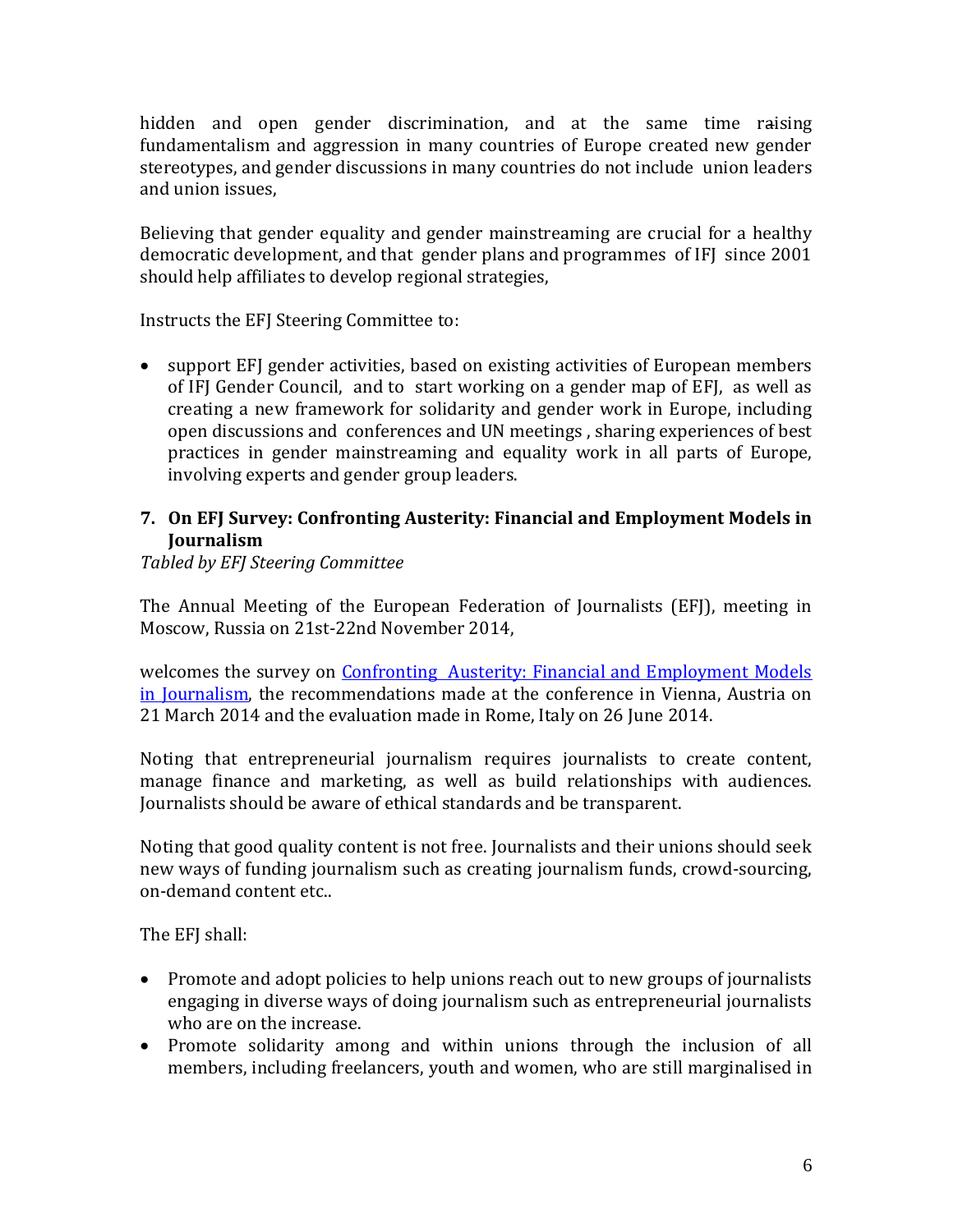hidden and open gender discrimination, and at the same time raising fundamentalism and aggression in many countries of Europe created new gender stereotypes, and gender discussions in many countries do not include union leaders and union issues,

Believing that gender equality and gender mainstreaming are crucial for a healthy democratic development, and that gender plans and programmes of IFJ since 2001 should help affiliates to develop regional strategies,

Instructs the EFJ Steering Committee to:

- support EFJ gender activities, based on existing activities of European members of IFJ Gender Council, and to start working on a gender map of EFJ, as well as creating a new framework for solidarity and gender work in Europe, including open discussions and conferences and UN meetings , sharing experiences of best practices in gender mainstreaming and equality work in all parts of Europe, involving experts and gender group leaders.

### 7. On EFJ Survey: Confronting Austerity: Financial and Employment Models in Journalism

*Tabled by EFJ Steering Committee*

The Annual Meeting of the European Federation of Journalists (EFJ), meeting in Moscow, Russia on 21st-22nd November 2014,

welcomes the survey on Confronting Austerity: Financial and Employment Models in Journalism, the recommendations made at the conference in Vienna, Austria on 21 March 2014 and the evaluation made in Rome, Italy on 26 June 2014.

Noting that entrepreneurial journalism requires journalists to create content, manage finance and marketing, as well as build relationships with audiences. Journalists should be aware of ethical standards and be transparent.

Noting that good quality content is not free. Journalists and their unions should seek new ways of funding journalism such as creating journalism funds, crowd-sourcing, on-demand content etc..

The EFJ shall:

- Promote and adopt policies to help unions reach out to new groups of journalists engaging in diverse ways of doing journalism such as entrepreneurial journalists who are on the increase.
- Promote solidarity among and within unions through the inclusion of all members, including freelancers, youth and women, who are still marginalised in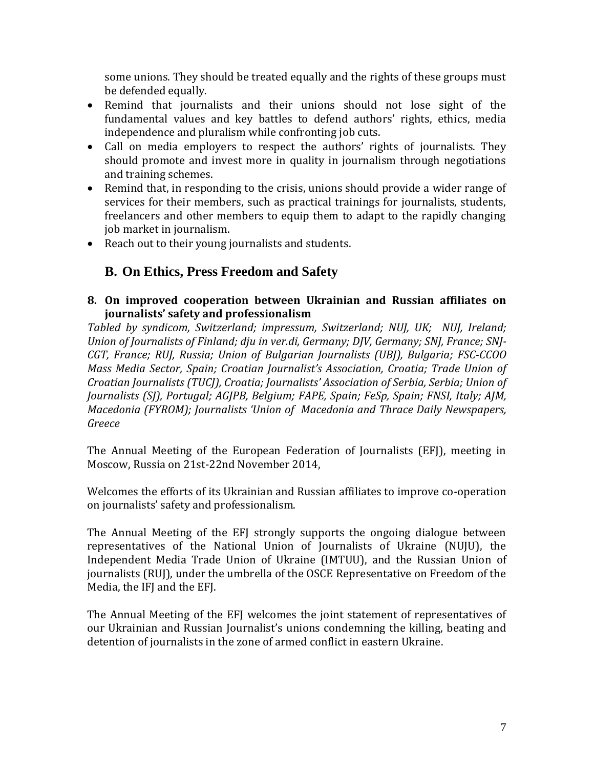some unions. They should be treated equally and the rights of these groups must be defended equally.

- Remind that journalists and their unions should not lose sight of the fundamental values and key battles to defend authors' rights, ethics, media independence and pluralism while confronting job cuts.
- Call on media employers to respect the authors' rights of journalists. They should promote and invest more in quality in journalism through negotiations and training schemes.
- Remind that, in responding to the crisis, unions should provide a wider range of services for their members, such as practical trainings for journalists, students, freelancers and other members to equip them to adapt to the rapidly changing job market in journalism.
- Reach out to their young journalists and students.

## B. On Ethics, Press Freedom and Safety

### 8. On improved cooperation between Ukrainian and Russian affiliates on journalists' safety and professionalism

*Tabled by syndicom, Switzerland; impressum, Switzerland; NUJ, UK; NUJ, Ireland; Union of Journalists of Finland; dju in ver.di, Germany; DJV, Germany; SNJ, France; SNJ-CGT, France; RUJ, Russia; Union of Bulgarian Journalists (UBJ), Bulgaria; FSC-CCOO Mass Media Sector, Spain; Croatian Journalist's Association, Croatia; Trade Union of Croatian Journalists (TUCJ), Croatia; Journalists' Association of Serbia, Serbia; Union of Journalists (SJ), Portugal; AGJPB, Belgium; FAPE, Spain; FeSp, Spain; FNSI, Italy; AJM, Macedonia (FYROM); Journalists 'Union of Macedonia and Thrace Daily Newspapers, Greece*

The Annual Meeting of the European Federation of Journalists (EFJ), meeting in Moscow, Russia on 21st-22nd November 2014,

Welcomes the efforts of its Ukrainian and Russian affiliates to improve co-operation on journalists' safety and professionalism.

The Annual Meeting of the EFJ strongly supports the ongoing dialogue between representatives of the National Union of Journalists of Ukraine (NUJU), the Independent Media Trade Union of Ukraine (IMTUU), and the Russian Union of journalists (RUJ), under the umbrella of the OSCE Representative on Freedom of the Media, the IFJ and the EFJ.

The Annual Meeting of the EFJ welcomes the joint statement of representatives of our Ukrainian and Russian Journalist's unions condemning the killing, beating and detention of journalists in the zone of armed conflict in eastern Ukraine.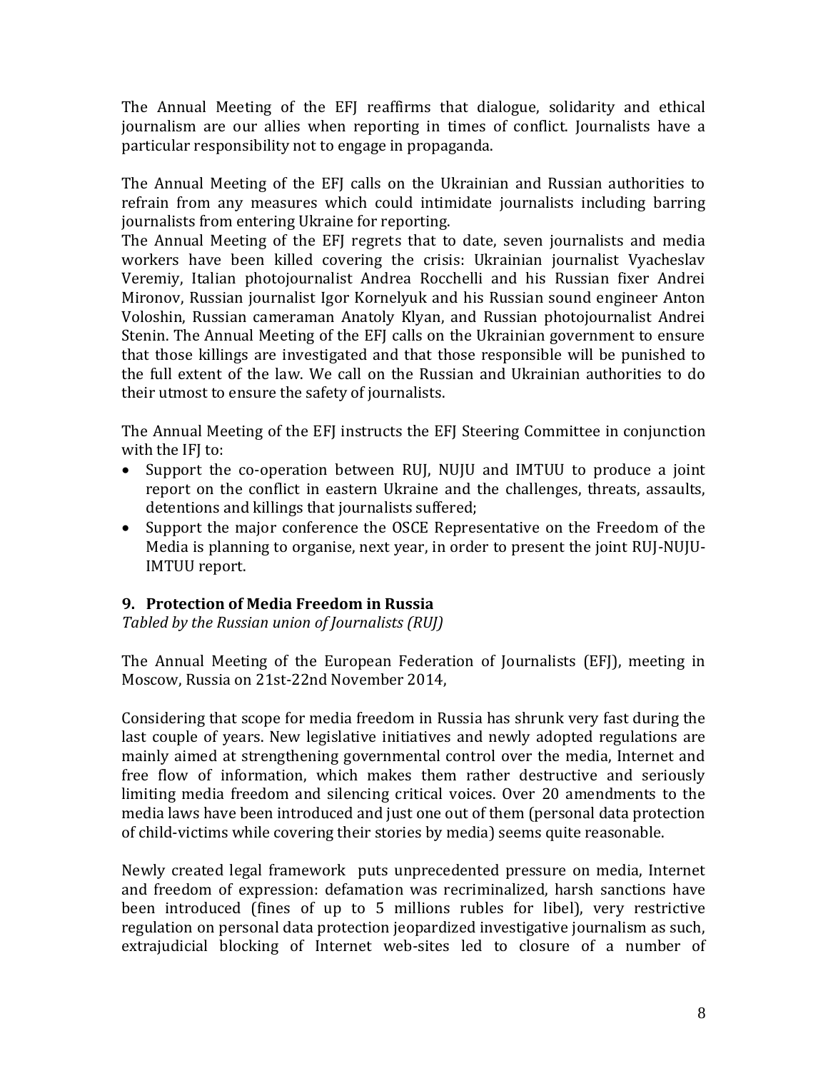The Annual Meeting of the EFJ reaffirms that dialogue, solidarity and ethical journalism are our allies when reporting in times of conflict. Journalists have a particular responsibility not to engage in propaganda.

The Annual Meeting of the EFJ calls on the Ukrainian and Russian authorities to refrain from any measures which could intimidate journalists including barring journalists from entering Ukraine for reporting.

The Annual Meeting of the EFJ regrets that to date, seven journalists and media workers have been killed covering the crisis: Ukrainian journalist Vyacheslav Veremiy, Italian photojournalist Andrea Rocchelli and his Russian fixer Andrei Mironov, Russian journalist Igor Kornelyuk and his Russian sound engineer Anton Voloshin, Russian cameraman Anatoly Klyan, and Russian photojournalist Andrei Stenin. The Annual Meeting of the EFJ calls on the Ukrainian government to ensure that those killings are investigated and that those responsible will be punished to the full extent of the law. We call on the Russian and Ukrainian authorities to do their utmost to ensure the safety of journalists.

The Annual Meeting of the EFJ instructs the EFJ Steering Committee in conjunction with the IFJ to:

- Support the co-operation between RUJ, NUJU and IMTUU to produce a joint report on the conflict in eastern Ukraine and the challenges, threats, assaults, detentions and killings that journalists suffered;
- Support the major conference the OSCE Representative on the Freedom of the Media is planning to organise, next year, in order to present the joint RUJ-NUJU-IMTUU report.

### 9. Protection of Media Freedom in Russia

*Tabled by the Russian union of Journalists (RUJ)*

The Annual Meeting of the European Federation of Journalists (EFJ), meeting in Moscow, Russia on 21st-22nd November 2014,

Considering that scope for media freedom in Russia has shrunk very fast during the last couple of years. New legislative initiatives and newly adopted regulations are mainly aimed at strengthening governmental control over the media, Internet and free flow of information, which makes them rather destructive and seriously limiting media freedom and silencing critical voices. Over 20 amendments to the media laws have been introduced and just one out of them (personal data protection of child-victims while covering their stories by media) seems quite reasonable.

Newly created legal framework puts unprecedented pressure on media, Internet and freedom of expression: defamation was recriminalized, harsh sanctions have been introduced (fines of up to 5 millions rubles for libel), very restrictive regulation on personal data protection jeopardized investigative journalism as such, extrajudicial blocking of Internet web-sites led to closure of a number of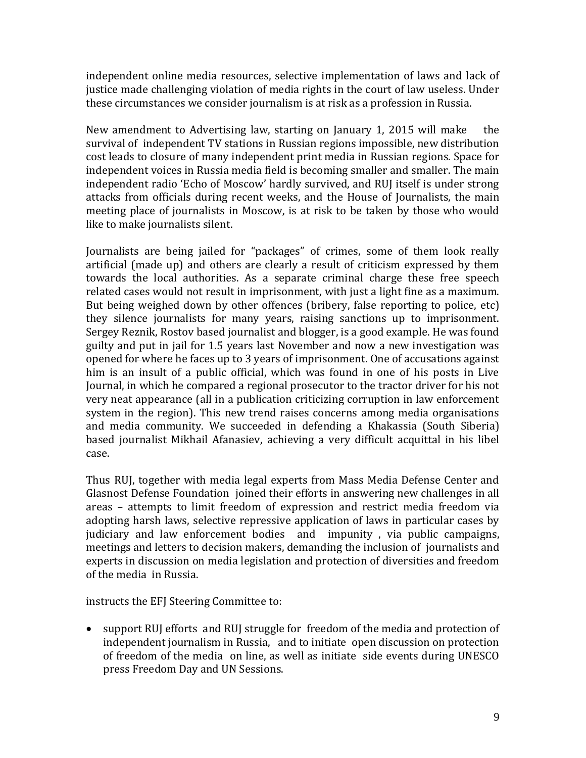independent online media resources, selective implementation of laws and lack of justice made challenging violation of media rights in the court of law useless. Under these circumstances we consider journalism is at risk as a profession in Russia.

New amendment to Advertising law, starting on January 1, 2015 will make the survival of independent TV stations in Russian regions impossible, new distribution cost leads to closure of many independent print media in Russian regions. Space for independent voices in Russia media field is becoming smaller and smaller. The main independent radio 'Echo of Moscow' hardly survived, and RUJ itself is under strong attacks from officials during recent weeks, and the House of Journalists, the main meeting place of journalists in Moscow, is at risk to be taken by those who would like to make journalists silent.

Journalists are being jailed for "packages" of crimes, some of them look really artificial (made up) and others are clearly a result of criticism expressed by them towards the local authorities. As a separate criminal charge these free speech related cases would not result in imprisonment, with just a light fine as a maximum. But being weighed down by other offences (bribery, false reporting to police, etc) they silence journalists for many years, raising sanctions up to imprisonment. Sergey Reznik, Rostov based journalist and blogger, is a good example. He was found guilty and put in jail for 1.5 years last November and now a new investigation was opened ~~for~~ where he faces up to 3 years of imprisonment. One of accusations against him is an insult of a public official, which was found in one of his posts in Live Journal, in which he compared a regional prosecutor to the tractor driver for his not very neat appearance (all in a publication criticizing corruption in law enforcement system in the region). This new trend raises concerns among media organisations and media community. We succeeded in defending a Khakassia (South Siberia) based journalist Mikhail Afanasiev, achieving a very difficult acquittal in his libel case.

Thus RUJ, together with media legal experts from Mass Media Defense Center and Glasnost Defense Foundation joined their efforts in answering new challenges in all areas – attempts to limit freedom of expression and restrict media freedom via adopting harsh laws, selective repressive application of laws in particular cases by judiciary and law enforcement bodies and impunity , via public campaigns, meetings and letters to decision makers, demanding the inclusion of journalists and experts in discussion on media legislation and protection of diversities and freedom of the media in Russia.

instructs the EFJ Steering Committee to:

- support RUJ efforts and RUJ struggle for freedom of the media and protection of independent journalism in Russia, and to initiate open discussion on protection of freedom of the media on line, as well as initiate side events during UNESCO press Freedom Day and UN Sessions.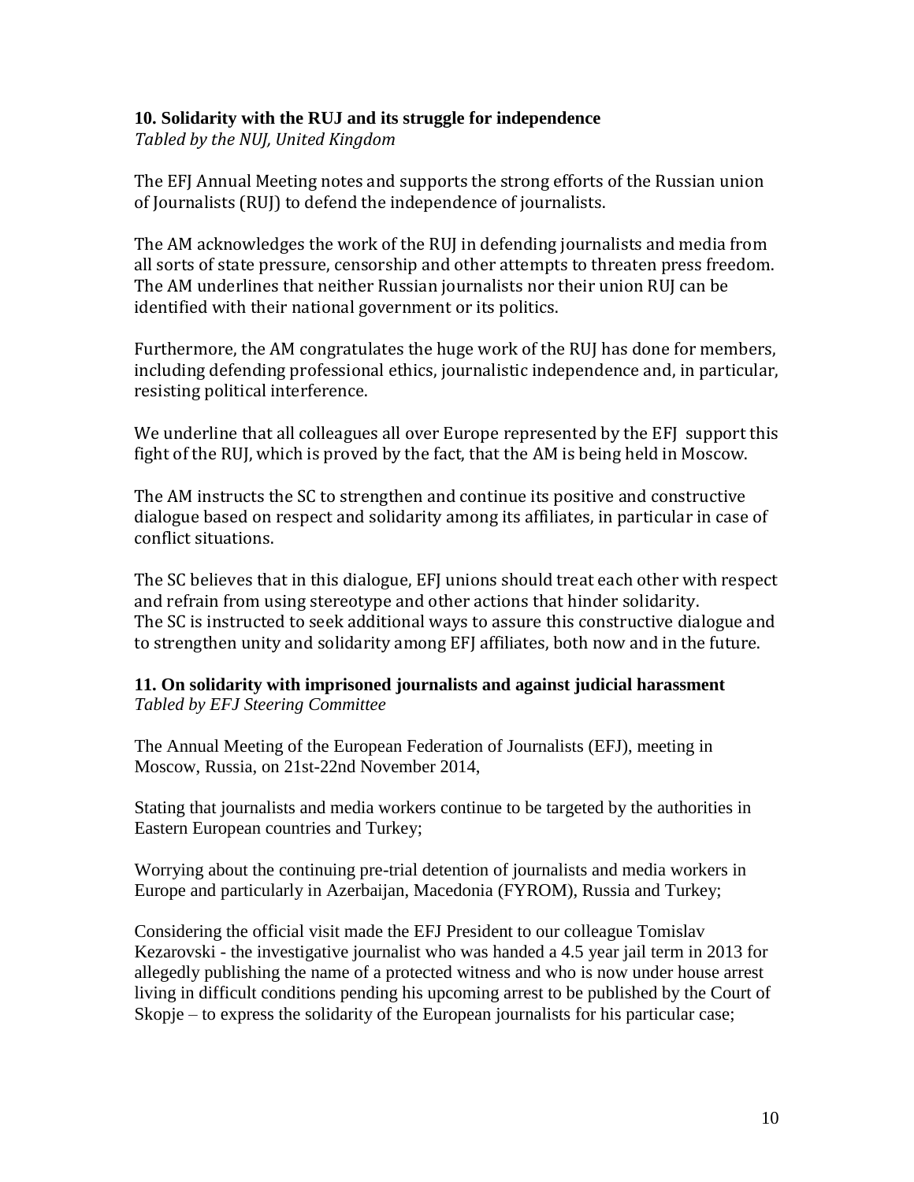### 10. Solidarity with the RUJ and its struggle for independence

*Tabled by the NUJ, United Kingdom*

The EFJ Annual Meeting notes and supports the strong efforts of the Russian union of Journalists (RUJ) to defend the independence of journalists.

The AM acknowledges the work of the RUJ in defending journalists and media from all sorts of state pressure, censorship and other attempts to threaten press freedom. The AM underlines that neither Russian journalists nor their union RUJ can be identified with their national government or its politics.

Furthermore, the AM congratulates the huge work of the RUJ has done for members, including defending professional ethics, journalistic independence and, in particular, resisting political interference.

We underline that all colleagues all over Europe represented by the EFJ support this fight of the RUJ, which is proved by the fact, that the AM is being held in Moscow.

The AM instructs the SC to strengthen and continue its positive and constructive dialogue based on respect and solidarity among its affiliates, in particular in case of conflict situations.

The SC believes that in this dialogue, EFJ unions should treat each other with respect and refrain from using stereotype and other actions that hinder solidarity.
The SC is instructed to seek additional ways to assure this constructive dialogue and to strengthen unity and solidarity among EFJ affiliates, both now and in the future.

### 11. On solidarity with imprisoned journalists and against judicial harassment

*Tabled by EFJ Steering Committee*

The Annual Meeting of the European Federation of Journalists (EFJ), meeting in Moscow, Russia, on 21st-22nd November 2014,

Stating that journalists and media workers continue to be targeted by the authorities in Eastern European countries and Turkey;

Worrying about the continuing pre-trial detention of journalists and media workers in Europe and particularly in Azerbaijan, Macedonia (FYROM), Russia and Turkey;

Considering the official visit made the EFJ President to our colleague Tomislav Kezarovski - the investigative journalist who was handed a 4.5 year jail term in 2013 for allegedly publishing the name of a protected witness and who is now under house arrest living in difficult conditions pending his upcoming arrest to be published by the Court of Skopje – to express the solidarity of the European journalists for his particular case;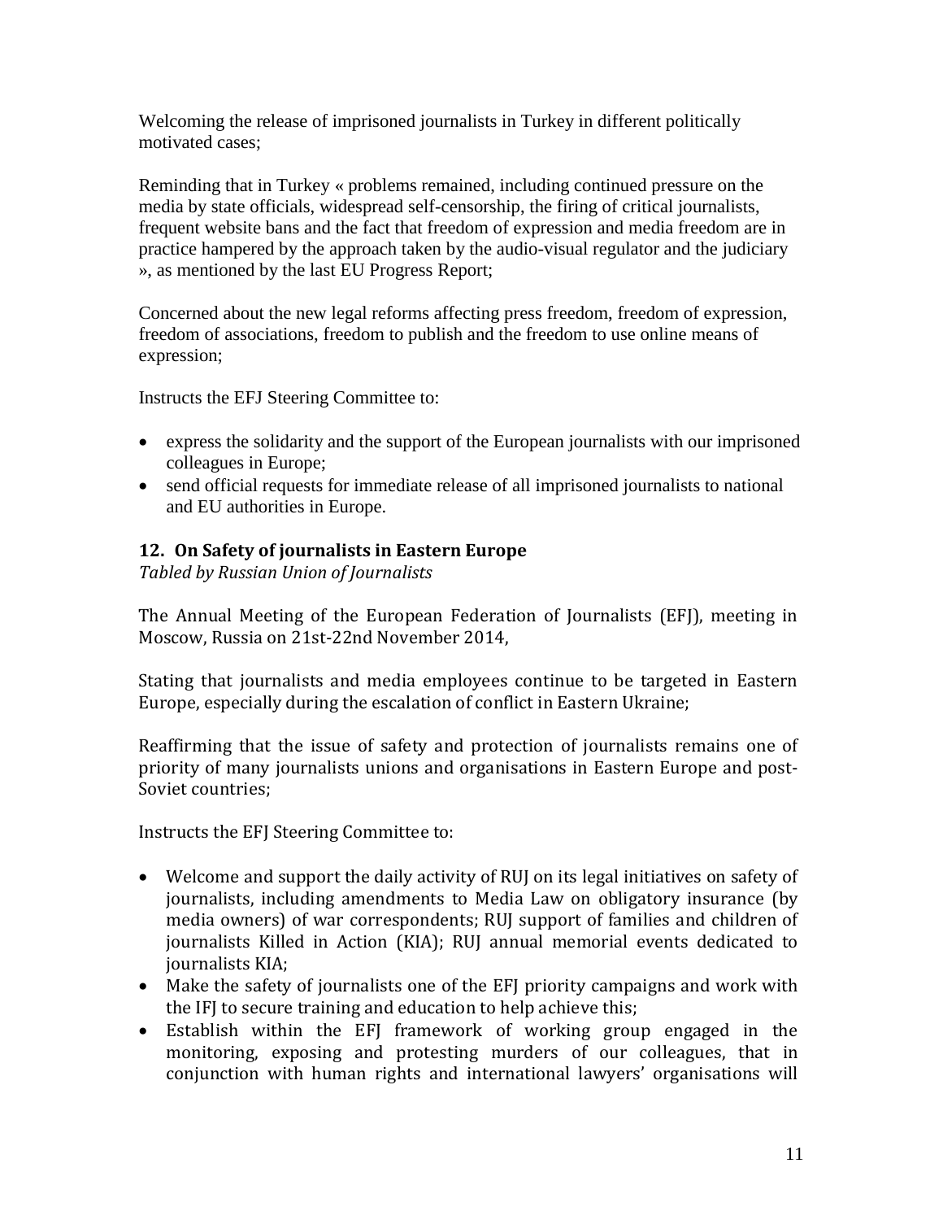Welcoming the release of imprisoned journalists in Turkey in different politically motivated cases;

Reminding that in Turkey « problems remained, including continued pressure on the media by state officials, widespread self-censorship, the firing of critical journalists, frequent website bans and the fact that freedom of expression and media freedom are in practice hampered by the approach taken by the audio-visual regulator and the judiciary », as mentioned by the last EU Progress Report;

Concerned about the new legal reforms affecting press freedom, freedom of expression, freedom of associations, freedom to publish and the freedom to use online means of expression;

Instructs the EFJ Steering Committee to:

- express the solidarity and the support of the European journalists with our imprisoned colleagues in Europe;
- send official requests for immediate release of all imprisoned journalists to national and EU authorities in Europe.

### 12. On Safety of journalists in Eastern Europe

*Tabled by Russian Union of Journalists*

The Annual Meeting of the European Federation of Journalists (EFJ), meeting in Moscow, Russia on 21st-22nd November 2014,

Stating that journalists and media employees continue to be targeted in Eastern Europe, especially during the escalation of conflict in Eastern Ukraine;

Reaffirming that the issue of safety and protection of journalists remains one of priority of many journalists unions and organisations in Eastern Europe and post-Soviet countries;

Instructs the EFJ Steering Committee to:

- Welcome and support the daily activity of RUJ on its legal initiatives on safety of journalists, including amendments to Media Law on obligatory insurance (by media owners) of war correspondents; RUJ support of families and children of journalists Killed in Action (KIA); RUJ annual memorial events dedicated to journalists KIA;
- Make the safety of journalists one of the EFJ priority campaigns and work with the IFJ to secure training and education to help achieve this;
- Establish within the EFJ framework of working group engaged in the monitoring, exposing and protesting murders of our colleagues, that in conjunction with human rights and international lawyers' organisations will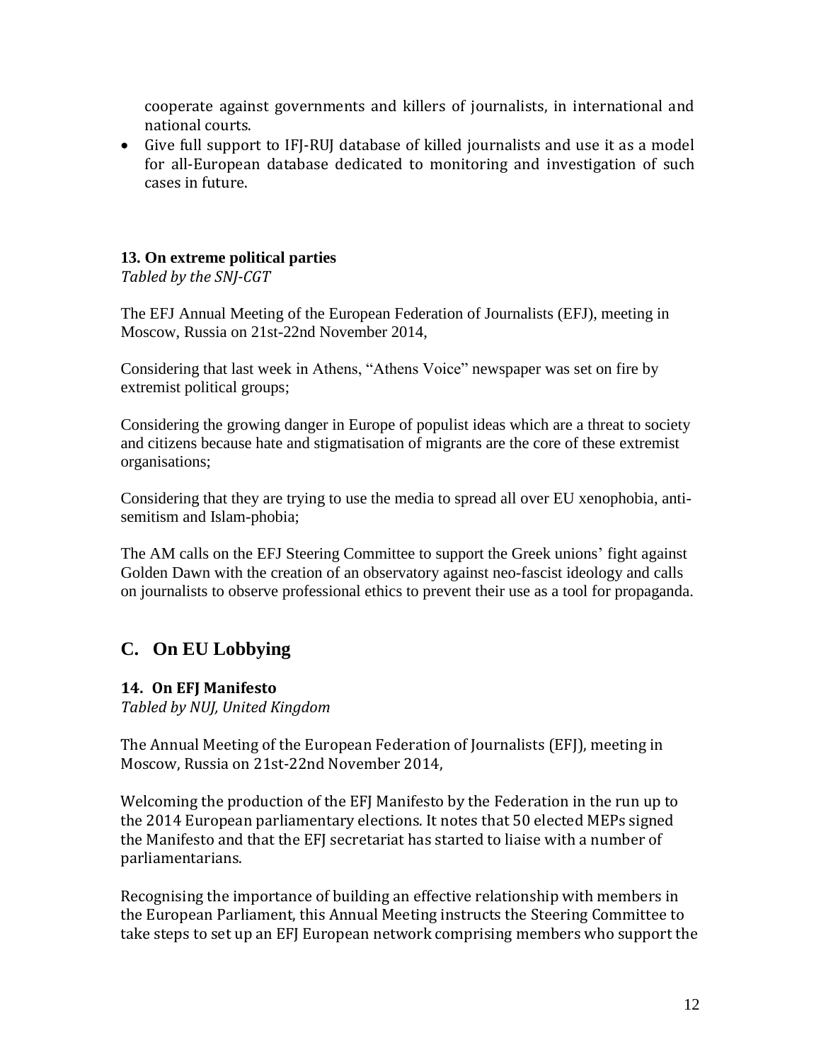cooperate against governments and killers of journalists, in international and national courts.

- Give full support to IFJ-RUJ database of killed journalists and use it as a model for all-European database dedicated to monitoring and investigation of such cases in future.

### 13. On extreme political parties

*Tabled by the SNJ-CGT*

The EFJ Annual Meeting of the European Federation of Journalists (EFJ), meeting in Moscow, Russia on 21st-22nd November 2014,

Considering that last week in Athens, "Athens Voice" newspaper was set on fire by extremist political groups;

Considering the growing danger in Europe of populist ideas which are a threat to society and citizens because hate and stigmatisation of migrants are the core of these extremist organisations;

Considering that they are trying to use the media to spread all over EU xenophobia, anti-semitism and Islam-phobia;

The AM calls on the EFJ Steering Committee to support the Greek unions' fight against Golden Dawn with the creation of an observatory against neo-fascist ideology and calls on journalists to observe professional ethics to prevent their use as a tool for propaganda.

## C. On EU Lobbying

### 14. On EFJ Manifesto

*Tabled by NUJ, United Kingdom*

The Annual Meeting of the European Federation of Journalists (EFJ), meeting in Moscow, Russia on 21st-22nd November 2014,

Welcoming the production of the EFJ Manifesto by the Federation in the run up to the 2014 European parliamentary elections. It notes that 50 elected MEPs signed the Manifesto and that the EFJ secretariat has started to liaise with a number of parliamentarians.

Recognising the importance of building an effective relationship with members in the European Parliament, this Annual Meeting instructs the Steering Committee to take steps to set up an EFJ European network comprising members who support the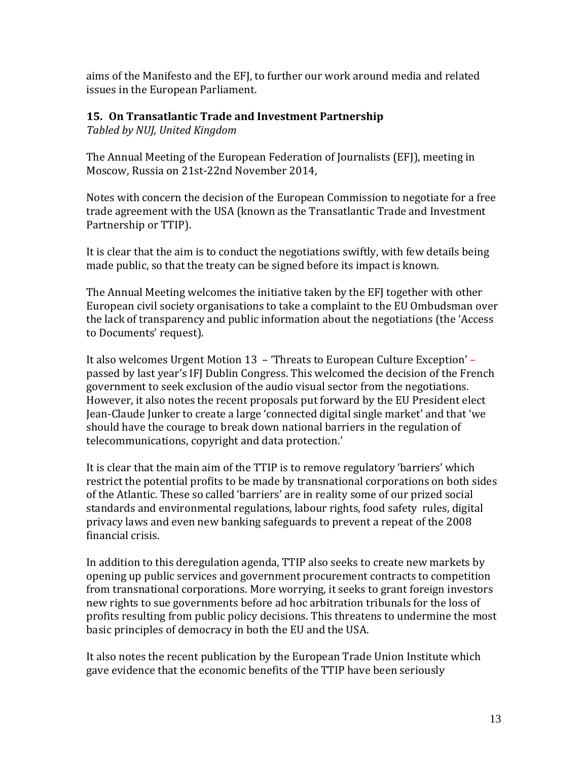aims of the Manifesto and the EFJ, to further our work around media and related issues in the European Parliament.

## 15. On Transatlantic Trade and Investment Partnership

*Tabled by NUJ, United Kingdom*

The Annual Meeting of the European Federation of Journalists (EFJ), meeting in Moscow, Russia on 21st-22nd November 2014,

Notes with concern the decision of the European Commission to negotiate for a free trade agreement with the USA (known as the Transatlantic Trade and Investment Partnership or TTIP).

It is clear that the aim is to conduct the negotiations swiftly, with few details being made public, so that the treaty can be signed before its impact is known.

The Annual Meeting welcomes the initiative taken by the EFJ together with other European civil society organisations to take a complaint to the EU Ombudsman over the lack of transparency and public information about the negotiations (the 'Access to Documents' request).

It also welcomes Urgent Motion 13 – 'Threats to European Culture Exception' – passed by last year's IFJ Dublin Congress. This welcomed the decision of the French government to seek exclusion of the audio visual sector from the negotiations. However, it also notes the recent proposals put forward by the EU President elect Jean-Claude Junker to create a large 'connected digital single market' and that 'we should have the courage to break down national barriers in the regulation of telecommunications, copyright and data protection.'

It is clear that the main aim of the TTIP is to remove regulatory 'barriers' which restrict the potential profits to be made by transnational corporations on both sides of the Atlantic. These so called 'barriers' are in reality some of our prized social standards and environmental regulations, labour rights, food safety rules, digital privacy laws and even new banking safeguards to prevent a repeat of the 2008 financial crisis.

In addition to this deregulation agenda, TTIP also seeks to create new markets by opening up public services and government procurement contracts to competition from transnational corporations. More worrying, it seeks to grant foreign investors new rights to sue governments before ad hoc arbitration tribunals for the loss of profits resulting from public policy decisions. This threatens to undermine the most basic principles of democracy in both the EU and the USA.

It also notes the recent publication by the European Trade Union Institute which gave evidence that the economic benefits of the TTIP have been seriously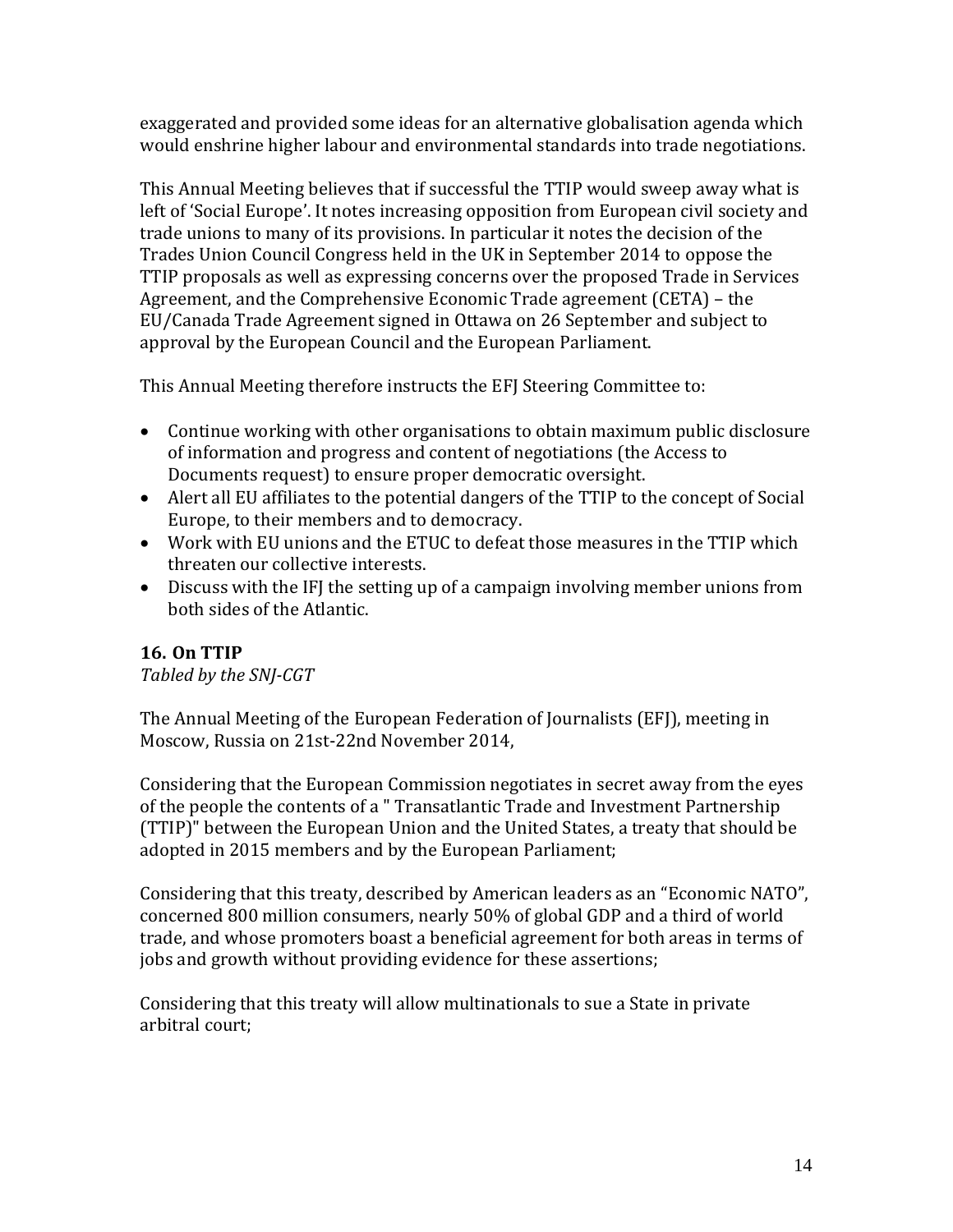exaggerated and provided some ideas for an alternative globalisation agenda which would enshrine higher labour and environmental standards into trade negotiations.

This Annual Meeting believes that if successful the TTIP would sweep away what is left of 'Social Europe'. It notes increasing opposition from European civil society and trade unions to many of its provisions. In particular it notes the decision of the Trades Union Council Congress held in the UK in September 2014 to oppose the TTIP proposals as well as expressing concerns over the proposed Trade in Services Agreement, and the Comprehensive Economic Trade agreement (CETA) – the EU/Canada Trade Agreement signed in Ottawa on 26 September and subject to approval by the European Council and the European Parliament.

This Annual Meeting therefore instructs the EFJ Steering Committee to:

- Continue working with other organisations to obtain maximum public disclosure of information and progress and content of negotiations (the Access to Documents request) to ensure proper democratic oversight.
- Alert all EU affiliates to the potential dangers of the TTIP to the concept of Social Europe, to their members and to democracy.
- Work with EU unions and the ETUC to defeat those measures in the TTIP which threaten our collective interests.
- Discuss with the IFJ the setting up of a campaign involving member unions from both sides of the Atlantic.

### 16. On TTIP

*Tabled by the SNJ-CGT*

The Annual Meeting of the European Federation of Journalists (EFJ), meeting in Moscow, Russia on 21st-22nd November 2014,

Considering that the European Commission negotiates in secret away from the eyes of the people the contents of a " Transatlantic Trade and Investment Partnership (TTIP)" between the European Union and the United States, a treaty that should be adopted in 2015 members and by the European Parliament;

Considering that this treaty, described by American leaders as an "Economic NATO", concerned 800 million consumers, nearly 50% of global GDP and a third of world trade, and whose promoters boast a beneficial agreement for both areas in terms of jobs and growth without providing evidence for these assertions;

Considering that this treaty will allow multinationals to sue a State in private arbitral court;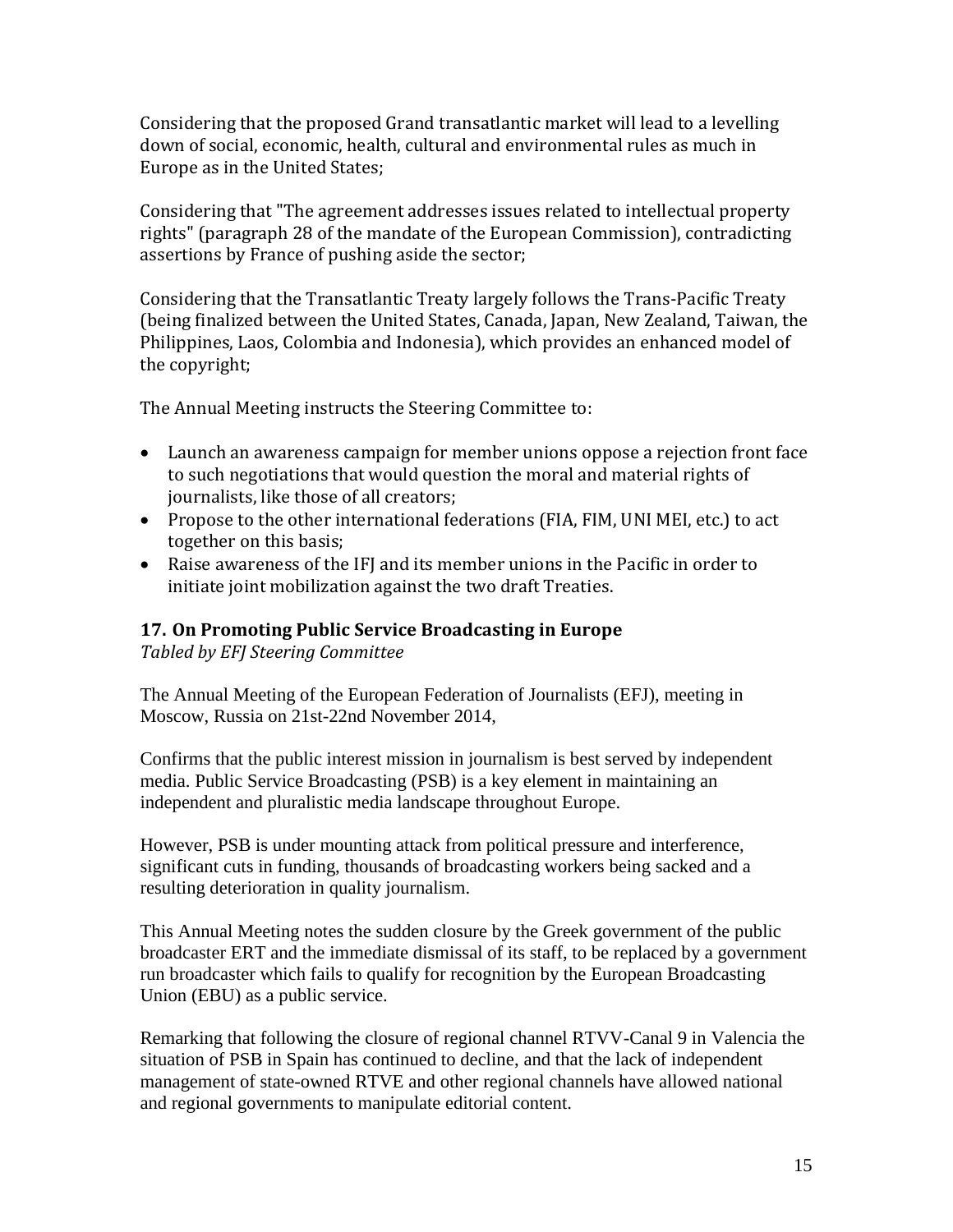Considering that the proposed Grand transatlantic market will lead to a levelling down of social, economic, health, cultural and environmental rules as much in Europe as in the United States;

Considering that "The agreement addresses issues related to intellectual property rights" (paragraph 28 of the mandate of the European Commission), contradicting assertions by France of pushing aside the sector;

Considering that the Transatlantic Treaty largely follows the Trans-Pacific Treaty (being finalized between the United States, Canada, Japan, New Zealand, Taiwan, the Philippines, Laos, Colombia and Indonesia), which provides an enhanced model of the copyright;

The Annual Meeting instructs the Steering Committee to:

- Launch an awareness campaign for member unions oppose a rejection front face to such negotiations that would question the moral and material rights of journalists, like those of all creators;
- Propose to the other international federations (FIA, FIM, UNI MEI, etc.) to act together on this basis;
- Raise awareness of the IFJ and its member unions in the Pacific in order to initiate joint mobilization against the two draft Treaties.

### 17. On Promoting Public Service Broadcasting in Europe

*Tabled by EFJ Steering Committee*

The Annual Meeting of the European Federation of Journalists (EFJ), meeting in Moscow, Russia on 21st-22nd November 2014,

Confirms that the public interest mission in journalism is best served by independent media. Public Service Broadcasting (PSB) is a key element in maintaining an independent and pluralistic media landscape throughout Europe.

However, PSB is under mounting attack from political pressure and interference, significant cuts in funding, thousands of broadcasting workers being sacked and a resulting deterioration in quality journalism.

This Annual Meeting notes the sudden closure by the Greek government of the public broadcaster ERT and the immediate dismissal of its staff, to be replaced by a government run broadcaster which fails to qualify for recognition by the European Broadcasting Union (EBU) as a public service.

Remarking that following the closure of regional channel RTVV-Canal 9 in Valencia the situation of PSB in Spain has continued to decline, and that the lack of independent management of state-owned RTVE and other regional channels have allowed national and regional governments to manipulate editorial content.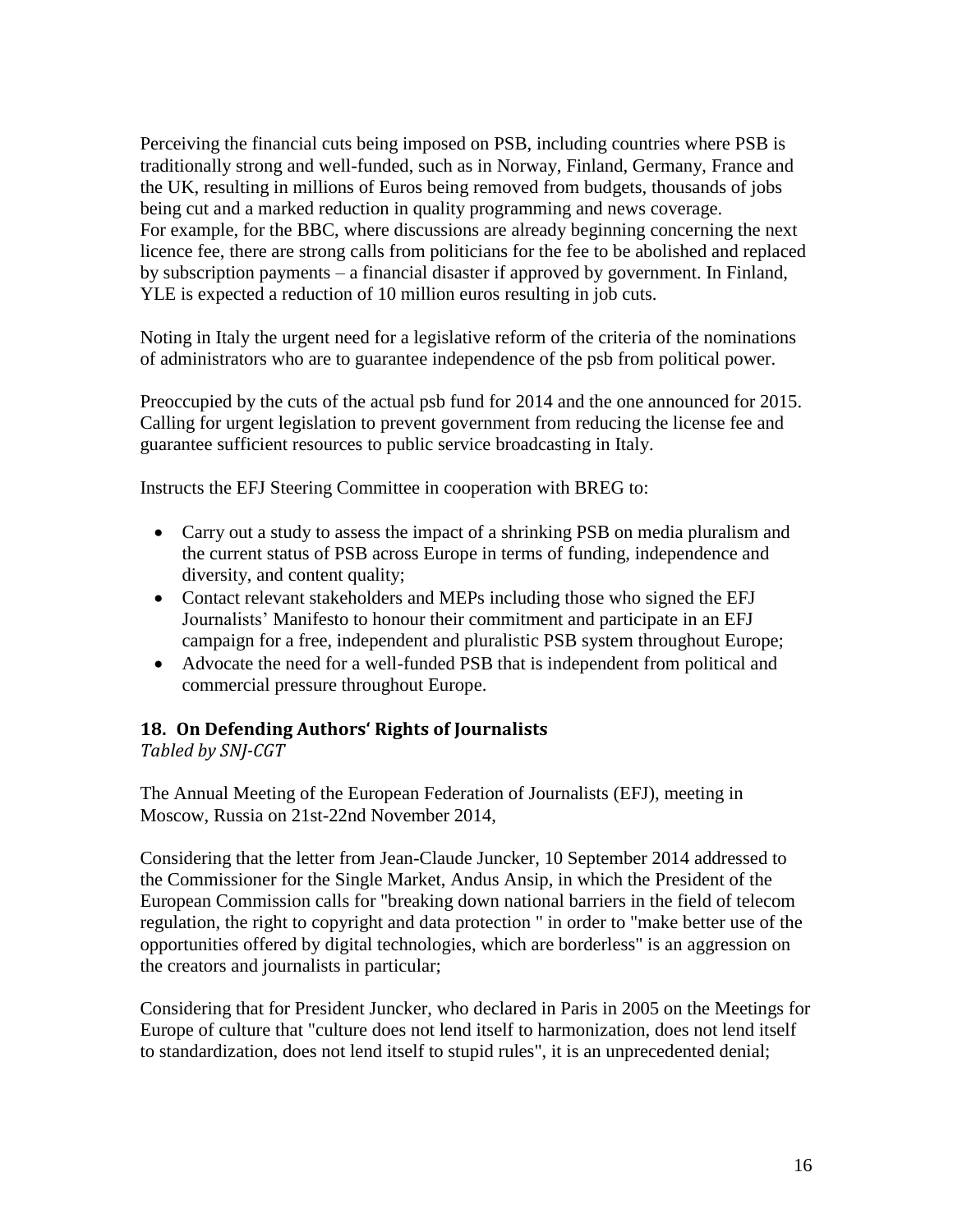Perceiving the financial cuts being imposed on PSB, including countries where PSB is traditionally strong and well-funded, such as in Norway, Finland, Germany, France and the UK, resulting in millions of Euros being removed from budgets, thousands of jobs being cut and a marked reduction in quality programming and news coverage.
For example, for the BBC, where discussions are already beginning concerning the next licence fee, there are strong calls from politicians for the fee to be abolished and replaced by subscription payments – a financial disaster if approved by government. In Finland, YLE is expected a reduction of 10 million euros resulting in job cuts.

Noting in Italy the urgent need for a legislative reform of the criteria of the nominations of administrators who are to guarantee independence of the psb from political power.

Preoccupied by the cuts of the actual psb fund for 2014 and the one announced for 2015. Calling for urgent legislation to prevent government from reducing the license fee and guarantee sufficient resources to public service broadcasting in Italy.

Instructs the EFJ Steering Committee in cooperation with BREG to:

- Carry out a study to assess the impact of a shrinking PSB on media pluralism and the current status of PSB across Europe in terms of funding, independence and diversity, and content quality;
- Contact relevant stakeholders and MEPs including those who signed the EFJ Journalists' Manifesto to honour their commitment and participate in an EFJ campaign for a free, independent and pluralistic PSB system throughout Europe;
- Advocate the need for a well-funded PSB that is independent from political and commercial pressure throughout Europe.

### 18. On Defending Authors' Rights of Journalists

*Tabled by SNJ-CGT*

The Annual Meeting of the European Federation of Journalists (EFJ), meeting in Moscow, Russia on 21st-22nd November 2014,

Considering that the letter from Jean-Claude Juncker, 10 September 2014 addressed to the Commissioner for the Single Market, Andus Ansip, in which the President of the European Commission calls for "breaking down national barriers in the field of telecom regulation, the right to copyright and data protection " in order to "make better use of the opportunities offered by digital technologies, which are borderless" is an aggression on the creators and journalists in particular;

Considering that for President Juncker, who declared in Paris in 2005 on the Meetings for Europe of culture that "culture does not lend itself to harmonization, does not lend itself to standardization, does not lend itself to stupid rules", it is an unprecedented denial;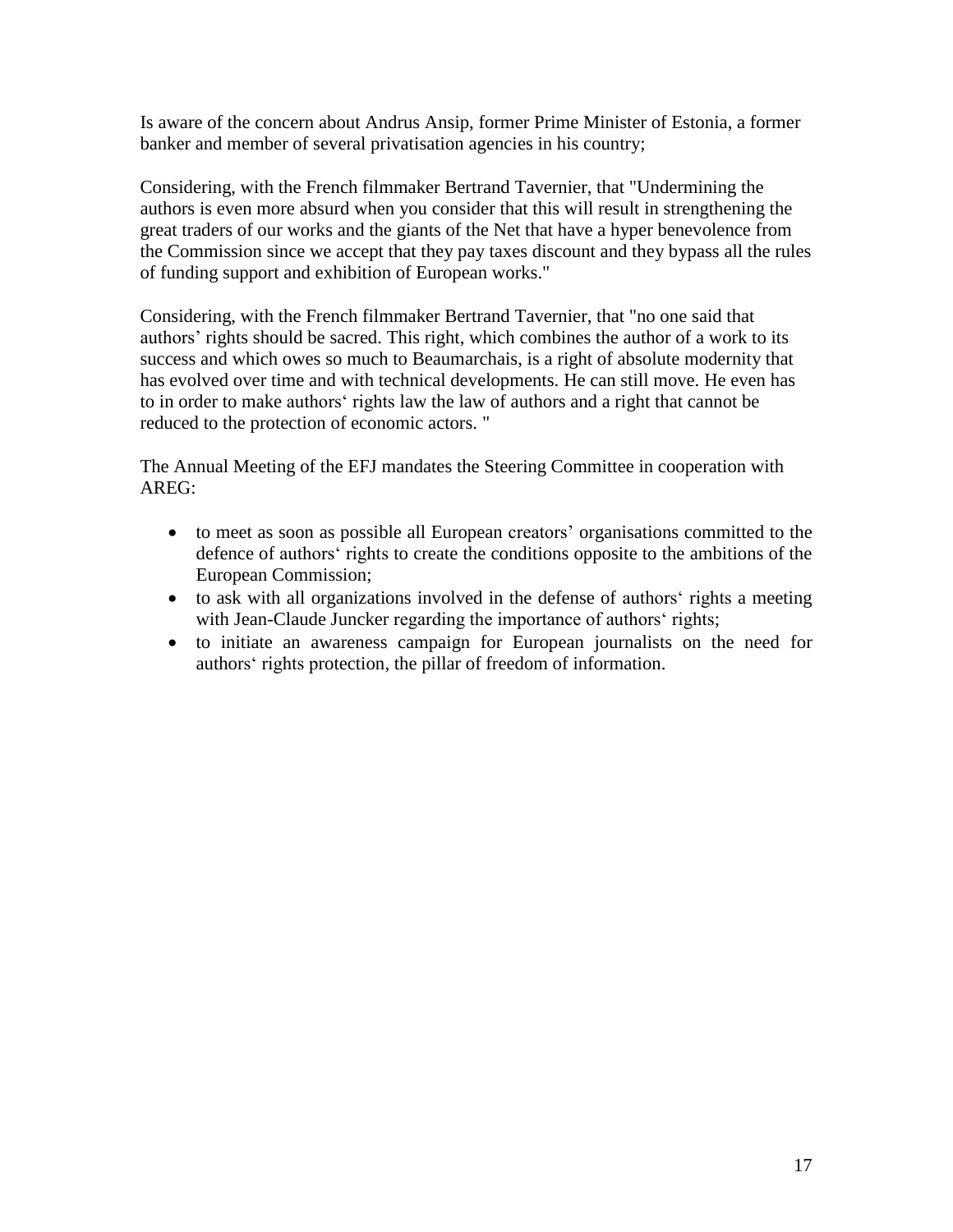Is aware of the concern about Andrus Ansip, former Prime Minister of Estonia, a former banker and member of several privatisation agencies in his country;

Considering, with the French filmmaker Bertrand Tavernier, that "Undermining the authors is even more absurd when you consider that this will result in strengthening the great traders of our works and the giants of the Net that have a hyper benevolence from the Commission since we accept that they pay taxes discount and they bypass all the rules of funding support and exhibition of European works."

Considering, with the French filmmaker Bertrand Tavernier, that "no one said that authors' rights should be sacred. This right, which combines the author of a work to its success and which owes so much to Beaumarchais, is a right of absolute modernity that has evolved over time and with technical developments. He can still move. He even has to in order to make authors' rights law the law of authors and a right that cannot be reduced to the protection of economic actors. "

The Annual Meeting of the EFJ mandates the Steering Committee in cooperation with AREG:

- to meet as soon as possible all European creators' organisations committed to the defence of authors' rights to create the conditions opposite to the ambitions of the European Commission;
- to ask with all organizations involved in the defense of authors' rights a meeting with Jean-Claude Juncker regarding the importance of authors' rights;
- to initiate an awareness campaign for European journalists on the need for authors' rights protection, the pillar of freedom of information.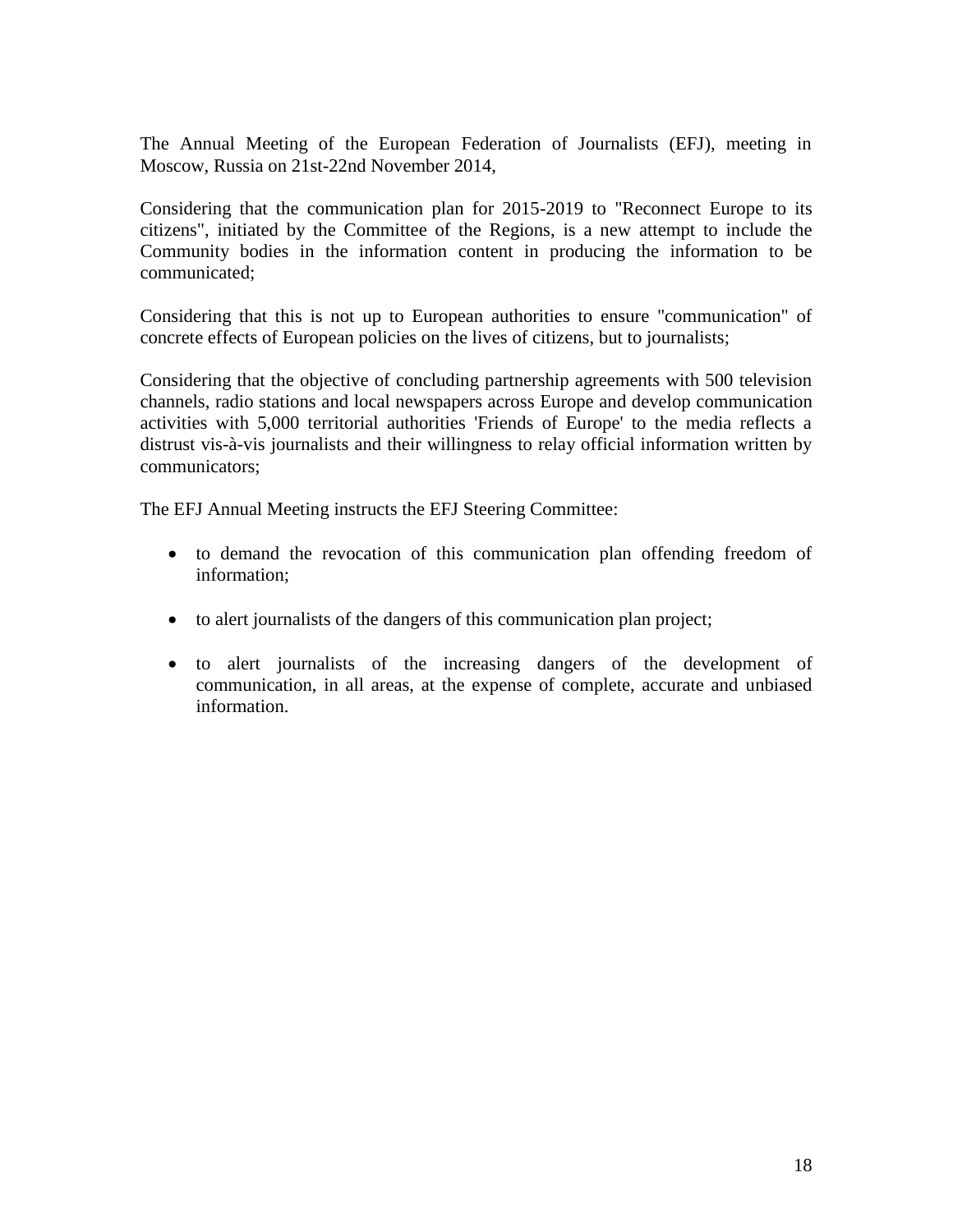The Annual Meeting of the European Federation of Journalists (EFJ), meeting in Moscow, Russia on 21st-22nd November 2014,

Considering that the communication plan for 2015-2019 to "Reconnect Europe to its citizens", initiated by the Committee of the Regions, is a new attempt to include the Community bodies in the information content in producing the information to be communicated;

Considering that this is not up to European authorities to ensure "communication" of concrete effects of European policies on the lives of citizens, but to journalists;

Considering that the objective of concluding partnership agreements with 500 television channels, radio stations and local newspapers across Europe and develop communication activities with 5,000 territorial authorities 'Friends of Europe' to the media reflects a distrust vis-à-vis journalists and their willingness to relay official information written by communicators;

The EFJ Annual Meeting instructs the EFJ Steering Committee:

- to demand the revocation of this communication plan offending freedom of information;
- to alert journalists of the dangers of this communication plan project;
- to alert journalists of the increasing dangers of the development of communication, in all areas, at the expense of complete, accurate and unbiased information.